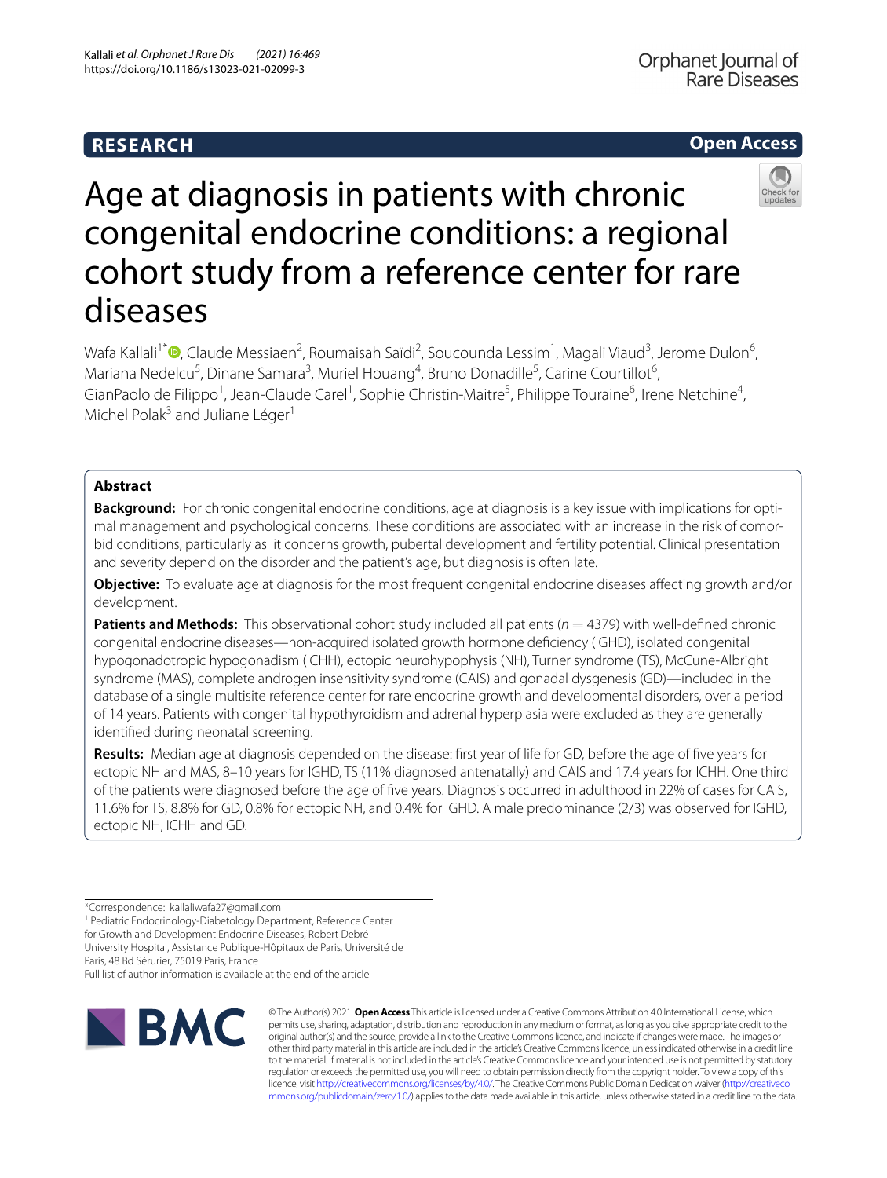RESEARCH

Open Access

# Age at diagnosis in patients with chronic congenital endocrine conditions: a regional cohort study from a reference center for rare diseases

Wafa Kallali[1*], Claude Messiaen[2], Roumaisah Saïdi[2], Soucounda Lessim[1], Magali Viaud[3], Jerome Dulon[6], Mariana Nedelcu[5], Dinane Samara[3], Muriel Houang[4], Bruno Donadille[5], Carine Courtillot[6], GianPaolo de Filippo[1], Jean-Claude Carel[1], Sophie Christin-Maitre[5], Philippe Touraine[6], Irene Netchine[4], Michel Polak[3] and Juliane Léger[1]

## Abstract

**Background:** For chronic congenital endocrine conditions, age at diagnosis is a key issue with implications for optimal management and psychological concerns. These conditions are associated with an increase in the risk of comorbid conditions, particularly as it concerns growth, pubertal development and fertility potential. Clinical presentation and severity depend on the disorder and the patient's age, but diagnosis is often late.

**Objective:** To evaluate age at diagnosis for the most frequent congenital endocrine diseases affecting growth and/or development.

**Patients and Methods:** This observational cohort study included all patients ($n = 4379$) with well-defined chronic congenital endocrine diseases—non-acquired isolated growth hormone deficiency (IGHD), isolated congenital hypogonadotropic hypogonadism (ICHH), ectopic neurohypophysis (NH), Turner syndrome (TS), McCune-Albright syndrome (MAS), complete androgen insensitivity syndrome (CAIS) and gonadal dysgenesis (GD)—included in the database of a single multisite reference center for rare endocrine growth and developmental disorders, over a period of 14 years. Patients with congenital hypothyroidism and adrenal hyperplasia were excluded as they are generally identified during neonatal screening.

**Results:** Median age at diagnosis depended on the disease: first year of life for GD, before the age of five years for ectopic NH and MAS, 8–10 years for IGHD, TS (11% diagnosed antenatally) and CAIS and 17.4 years for ICHH. One third of the patients were diagnosed before the age of five years. Diagnosis occurred in adulthood in 22% of cases for CAIS, 11.6% for TS, 8.8% for GD, 0.8% for ectopic NH, and 0.4% for IGHD. A male predominance (2/3) was observed for IGHD, ectopic NH, ICHH and GD.

*Correspondence: kallaliwafa27@gmail.com

[1] Pediatric Endocrinology-Diabetology Department, Reference Center for Growth and Development Endocrine Diseases, Robert Debré University Hospital, Assistance Publique-Hôpitaux de Paris, Université de Paris, 48 Bd Sérurier, 75019 Paris, France

Full list of author information is available at the end of the article

© The Author(s) 2021. **Open Access** This article is licensed under a Creative Commons Attribution 4.0 International License, which permits use, sharing, adaptation, distribution and reproduction in any medium or format, as long as you give appropriate credit to the original author(s) and the source, provide a link to the Creative Commons licence, and indicate if changes were made. The images or other third party material in this article are included in the article's Creative Commons licence, unless indicated otherwise in a credit line to the material. If material is not included in the article's Creative Commons licence and your intended use is not permitted by statutory regulation or exceeds the permitted use, you will need to obtain permission directly from the copyright holder. To view a copy of this licence, visit http://creativecommons.org/licenses/by/4.0/. The Creative Commons Public Domain Dedication waiver (http://creativecommons.org/publicdomain/zero/1.0/) applies to the data made available in this article, unless otherwise stated in a credit line to the data.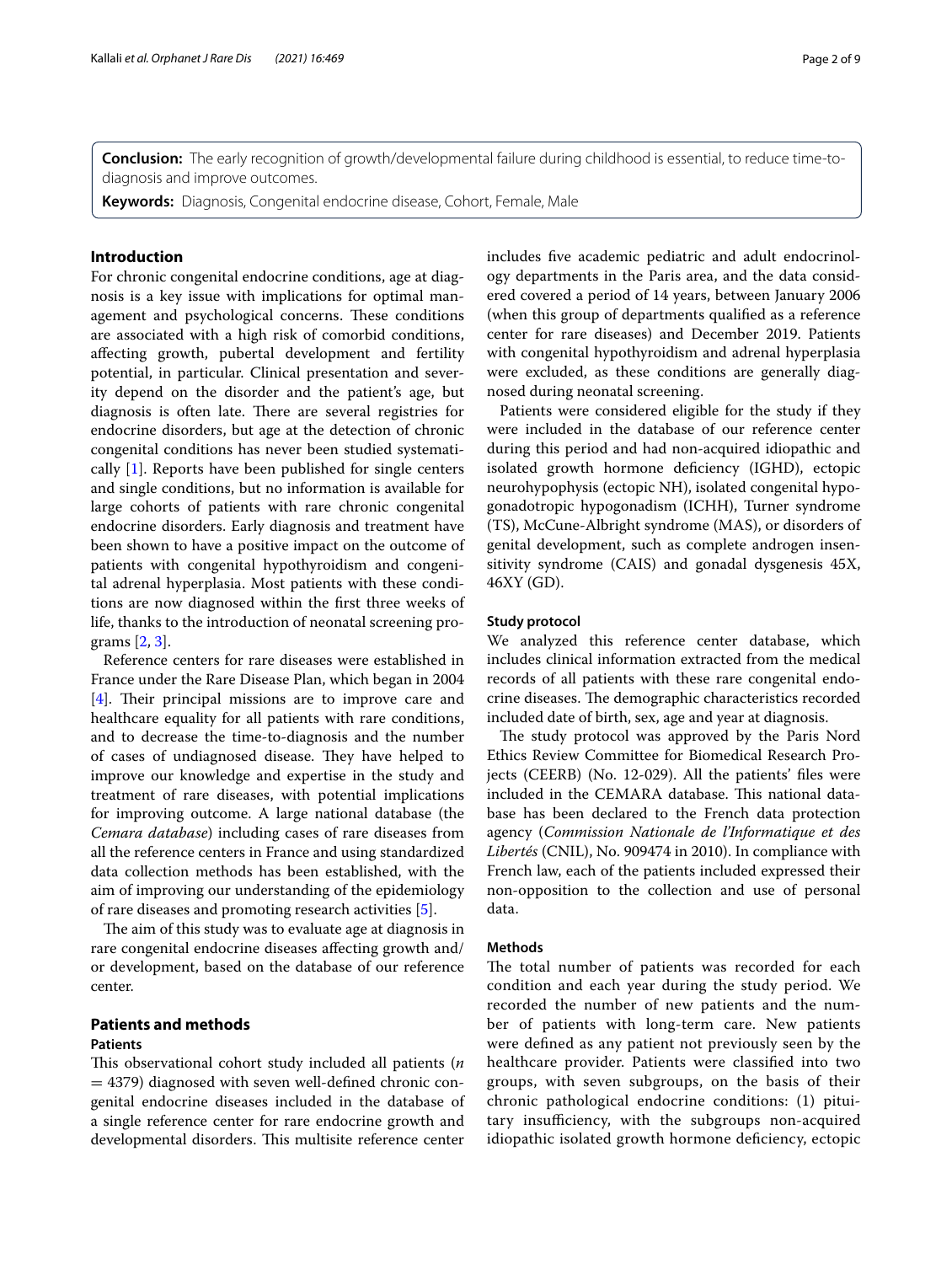**Conclusion:** The early recognition of growth/developmental failure during childhood is essential, to reduce time-to-diagnosis and improve outcomes.

**Keywords:** Diagnosis, Congenital endocrine disease, Cohort, Female, Male

## Introduction

For chronic congenital endocrine conditions, age at diagnosis is a key issue with implications for optimal management and psychological concerns. These conditions are associated with a high risk of comorbid conditions, affecting growth, pubertal development and fertility potential, in particular. Clinical presentation and severity depend on the disorder and the patient's age, but diagnosis is often late. There are several registries for endocrine disorders, but age at the detection of chronic congenital conditions has never been studied systematically [1]. Reports have been published for single centers and single conditions, but no information is available for large cohorts of patients with rare chronic congenital endocrine disorders. Early diagnosis and treatment have been shown to have a positive impact on the outcome of patients with congenital hypothyroidism and congenital adrenal hyperplasia. Most patients with these conditions are now diagnosed within the first three weeks of life, thanks to the introduction of neonatal screening programs [2, 3].

Reference centers for rare diseases were established in France under the Rare Disease Plan, which began in 2004 [4]. Their principal missions are to improve care and healthcare equality for all patients with rare conditions, and to decrease the time-to-diagnosis and the number of cases of undiagnosed disease. They have helped to improve our knowledge and expertise in the study and treatment of rare diseases, with potential implications for improving outcome. A large national database (the *Cemara database*) including cases of rare diseases from all the reference centers in France and using standardized data collection methods has been established, with the aim of improving our understanding of the epidemiology of rare diseases and promoting research activities [5].

The aim of this study was to evaluate age at diagnosis in rare congenital endocrine diseases affecting growth and/or development, based on the database of our reference center.

## Patients and methods

### Patients

This observational cohort study included all patients ($n = 4379$) diagnosed with seven well-defined chronic congenital endocrine diseases included in the database of a single reference center for rare endocrine growth and developmental disorders. This multisite reference center includes five academic pediatric and adult endocrinology departments in the Paris area, and the data considered covered a period of 14 years, between January 2006 (when this group of departments qualified as a reference center for rare diseases) and December 2019. Patients with congenital hypothyroidism and adrenal hyperplasia were excluded, as these conditions are generally diagnosed during neonatal screening.

Patients were considered eligible for the study if they were included in the database of our reference center during this period and had non-acquired idiopathic and isolated growth hormone deficiency (IGHD), ectopic neurohypophysis (ectopic NH), isolated congenital hypogonadotropic hypogonadism (ICHH), Turner syndrome (TS), McCune-Albright syndrome (MAS), or disorders of genital development, such as complete androgen insensitivity syndrome (CAIS) and gonadal dysgenesis 45X, 46XY (GD).

### Study protocol

We analyzed this reference center database, which includes clinical information extracted from the medical records of all patients with these rare congenital endocrine diseases. The demographic characteristics recorded included date of birth, sex, age and year at diagnosis.

The study protocol was approved by the Paris Nord Ethics Review Committee for Biomedical Research Projects (CEERB) (No. 12-029). All the patients' files were included in the CEMARA database. This national database has been declared to the French data protection agency (*Commission Nationale de l'Informatique et des Libertés* (CNIL), No. 909474 in 2010). In compliance with French law, each of the patients included expressed their non-opposition to the collection and use of personal data.

### Methods

The total number of patients was recorded for each condition and each year during the study period. We recorded the number of new patients and the number of patients with long-term care. New patients were defined as any patient not previously seen by the healthcare provider. Patients were classified into two groups, with seven subgroups, on the basis of their chronic pathological endocrine conditions: (1) pituitary insufficiency, with the subgroups non-acquired idiopathic isolated growth hormone deficiency, ectopic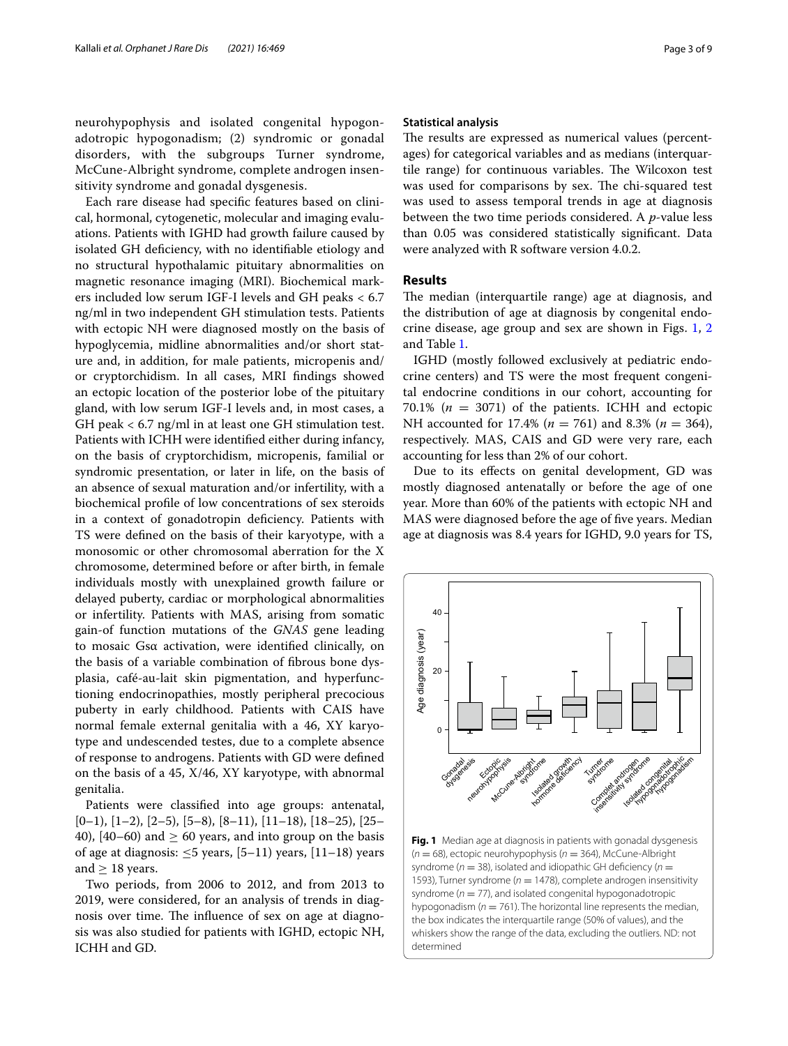neurohypophysis and isolated congenital hypogonadotropic hypogonadism; (2) syndromic or gonadal disorders, with the subgroups Turner syndrome, McCune-Albright syndrome, complete androgen insensitivity syndrome and gonadal dysgenesis.

Each rare disease had specific features based on clinical, hormonal, cytogenetic, molecular and imaging evaluations. Patients with IGHD had growth failure caused by isolated GH deficiency, with no identifiable etiology and no structural hypothalamic pituitary abnormalities on magnetic resonance imaging (MRI). Biochemical markers included low serum IGF-I levels and GH peaks < 6.7 ng/ml in two independent GH stimulation tests. Patients with ectopic NH were diagnosed mostly on the basis of hypoglycemia, midline abnormalities and/or short stature and, in addition, for male patients, micropenis and/or cryptorchidism. In all cases, MRI findings showed an ectopic location of the posterior lobe of the pituitary gland, with low serum IGF-I levels and, in most cases, a GH peak < 6.7 ng/ml in at least one GH stimulation test. Patients with ICHH were identified either during infancy, on the basis of cryptorchidism, micropenis, familial or syndromic presentation, or later in life, on the basis of an absence of sexual maturation and/or infertility, with a biochemical profile of low concentrations of sex steroids in a context of gonadotropin deficiency. Patients with TS were defined on the basis of their karyotype, with a monosomic or other chromosomal aberration for the X chromosome, determined before or after birth, in female individuals mostly with unexplained growth failure or delayed puberty, cardiac or morphological abnormalities or infertility. Patients with MAS, arising from somatic gain-of function mutations of the *GNAS* gene leading to mosaic Gsα activation, were identified clinically, on the basis of a variable combination of fibrous bone dysplasia, café-au-lait skin pigmentation, and hyperfunctioning endocrinopathies, mostly peripheral precocious puberty in early childhood. Patients with CAIS have normal female external genitalia with a 46, XY karyotype and undescended testes, due to a complete absence of response to androgens. Patients with GD were defined on the basis of a 45, X/46, XY karyotype, with abnormal genitalia.

Patients were classified into age groups: antenatal, [0–1), [1–2), [2–5), [5–8), [8–11), [11–18), [18–25), [25–40), [40–60) and ≥ 60 years, and into group on the basis of age at diagnosis: ≤5 years, [5–11) years, [11–18) years and ≥ 18 years.

Two periods, from 2006 to 2012, and from 2013 to 2019, were considered, for an analysis of trends in diagnosis over time. The influence of sex on age at diagnosis was also studied for patients with IGHD, ectopic NH, ICHH and GD.

### Statistical analysis

The results are expressed as numerical values (percentages) for categorical variables and as medians (interquartile range) for continuous variables. The Wilcoxon test was used for comparisons by sex. The chi-squared test was used to assess temporal trends in age at diagnosis between the two time periods considered. A *p*-value less than 0.05 was considered statistically significant. Data were analyzed with R software version 4.0.2.

## Results

The median (interquartile range) age at diagnosis, and the distribution of age at diagnosis by congenital endocrine disease, age group and sex are shown in Figs. 1, 2 and Table 1.

IGHD (mostly followed exclusively at pediatric endocrine centers) and TS were the most frequent congenital endocrine conditions in our cohort, accounting for 70.1% ($n$ = 3071) of the patients. ICHH and ectopic NH accounted for 17.4% ($n$ = 761) and 8.3% ($n$ = 364), respectively. MAS, CAIS and GD were very rare, each accounting for less than 2% of our cohort.

Due to its effects on genital development, GD was mostly diagnosed antenatally or before the age of one year. More than 60% of the patients with ectopic NH and MAS were diagnosed before the age of five years. Median age at diagnosis was 8.4 years for IGHD, 9.0 years for TS,

**Fig. 1** Median age at diagnosis in patients with gonadal dysgenesis ($n$ = 68), ectopic neurohypophysis ($n$ = 364), McCune-Albright syndrome ($n$ = 38), isolated and idiopathic GH deficiency ($n$ = 1593), Turner syndrome ($n$ = 1478), complete androgen insensitivity syndrome ($n$ = 77), and isolated congenital hypogonadotropic hypogonadism ($n$ = 761). The horizontal line represents the median, the box indicates the interquartile range (50% of values), and the whiskers show the range of the data, excluding the outliers. ND: not determined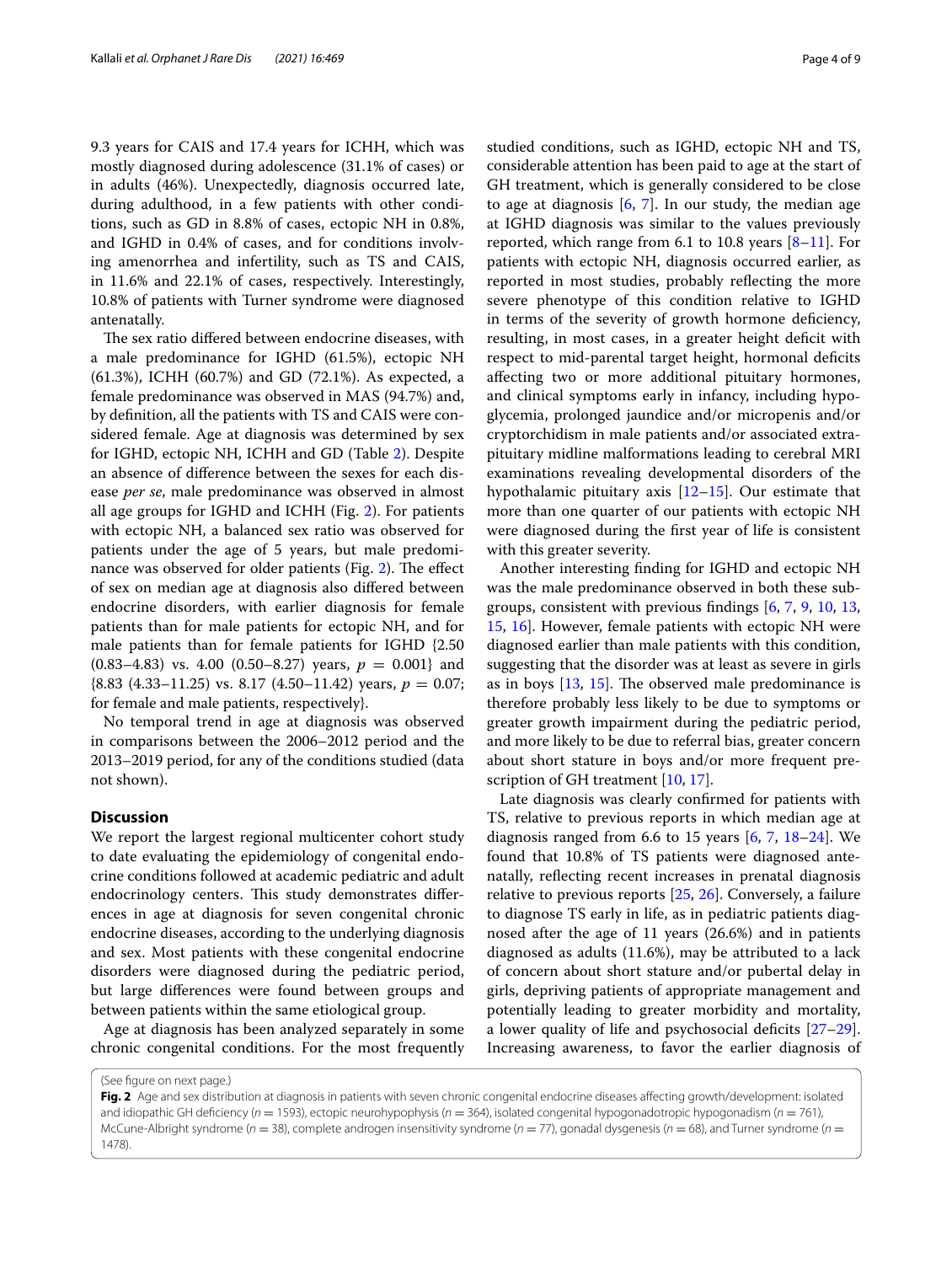9.3 years for CAIS and 17.4 years for ICHH, which was mostly diagnosed during adolescence (31.1% of cases) or in adults (46%). Unexpectedly, diagnosis occurred late, during adulthood, in a few patients with other conditions, such as GD in 8.8% of cases, ectopic NH in 0.8%, and IGHD in 0.4% of cases, and for conditions involving amenorrhea and infertility, such as TS and CAIS, in 11.6% and 22.1% of cases, respectively. Interestingly, 10.8% of patients with Turner syndrome were diagnosed antenatally.

The sex ratio differed between endocrine diseases, with a male predominance for IGHD (61.5%), ectopic NH (61.3%), ICHH (60.7%) and GD (72.1%). As expected, a female predominance was observed in MAS (94.7%) and, by definition, all the patients with TS and CAIS were considered female. Age at diagnosis was determined by sex for IGHD, ectopic NH, ICHH and GD (Table 2). Despite an absence of difference between the sexes for each disease *per se*, male predominance was observed in almost all age groups for IGHD and ICHH (Fig. 2). For patients with ectopic NH, a balanced sex ratio was observed for patients under the age of 5 years, but male predominance was observed for older patients (Fig. 2). The effect of sex on median age at diagnosis also differed between endocrine disorders, with earlier diagnosis for female patients than for male patients for ectopic NH, and for male patients than for female patients for IGHD {2.50 (0.83–4.83) vs. 4.00 (0.50–8.27) years, $p = 0.001$} and {8.83 (4.33–11.25) vs. 8.17 (4.50–11.42) years, $p = 0.07$; for female and male patients, respectively}.

No temporal trend in age at diagnosis was observed in comparisons between the 2006–2012 period and the 2013–2019 period, for any of the conditions studied (data not shown).

## Discussion

We report the largest regional multicenter cohort study to date evaluating the epidemiology of congenital endocrine conditions followed at academic pediatric and adult endocrinology centers. This study demonstrates differences in age at diagnosis for seven congenital chronic endocrine diseases, according to the underlying diagnosis and sex. Most patients with these congenital endocrine disorders were diagnosed during the pediatric period, but large differences were found between groups and between patients within the same etiological group.

Age at diagnosis has been analyzed separately in some chronic congenital conditions. For the most frequently studied conditions, such as IGHD, ectopic NH and TS, considerable attention has been paid to age at the start of GH treatment, which is generally considered to be close to age at diagnosis [6, 7]. In our study, the median age at IGHD diagnosis was similar to the values previously reported, which range from 6.1 to 10.8 years [8–11]. For patients with ectopic NH, diagnosis occurred earlier, as reported in most studies, probably reflecting the more severe phenotype of this condition relative to IGHD in terms of the severity of growth hormone deficiency, resulting, in most cases, in a greater height deficit with respect to mid-parental target height, hormonal deficits affecting two or more additional pituitary hormones, and clinical symptoms early in infancy, including hypoglycemia, prolonged jaundice and/or micropenis and/or cryptorchidism in male patients and/or associated extra-pituitary midline malformations leading to cerebral MRI examinations revealing developmental disorders of the hypothalamic pituitary axis [12–15]. Our estimate that more than one quarter of our patients with ectopic NH were diagnosed during the first year of life is consistent with this greater severity.

Another interesting finding for IGHD and ectopic NH was the male predominance observed in both these subgroups, consistent with previous findings [6, 7, 9, 10, 13, 15, 16]. However, female patients with ectopic NH were diagnosed earlier than male patients with this condition, suggesting that the disorder was at least as severe in girls as in boys [13, 15]. The observed male predominance is therefore probably less likely to be due to symptoms or greater growth impairment during the pediatric period, and more likely to be due to referral bias, greater concern about short stature in boys and/or more frequent prescription of GH treatment [10, 17].

Late diagnosis was clearly confirmed for patients with TS, relative to previous reports in which median age at diagnosis ranged from 6.6 to 15 years [6, 7, 18–24]. We found that 10.8% of TS patients were diagnosed antenatally, reflecting recent increases in prenatal diagnosis relative to previous reports [25, 26]. Conversely, a failure to diagnose TS early in life, as in pediatric patients diagnosed after the age of 11 years (26.6%) and in patients diagnosed as adults (11.6%), may be attributed to a lack of concern about short stature and/or pubertal delay in girls, depriving patients of appropriate management and potentially leading to greater morbidity and mortality, a lower quality of life and psychosocial deficits [27–29]. Increasing awareness, to favor the earlier diagnosis of

(See figure on next page.)

**Fig. 2** Age and sex distribution at diagnosis in patients with seven chronic congenital endocrine diseases affecting growth/development: isolated and idiopathic GH deficiency ($n = 1593$), ectopic neurohypophysis ($n = 364$), isolated congenital hypogonadotropic hypogonadism ($n = 761$), McCune-Albright syndrome ($n = 38$), complete androgen insensitivity syndrome ($n = 77$), gonadal dysgenesis ($n = 68$), and Turner syndrome ($n = 1478$).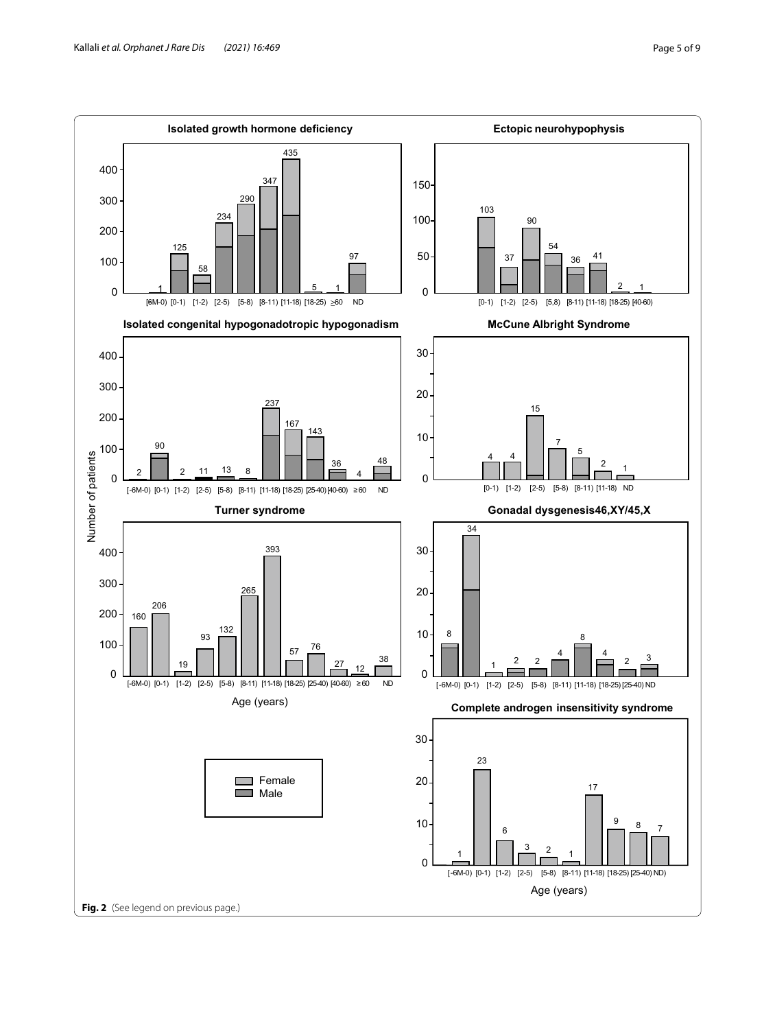Fig. 2 (See legend on previous page.)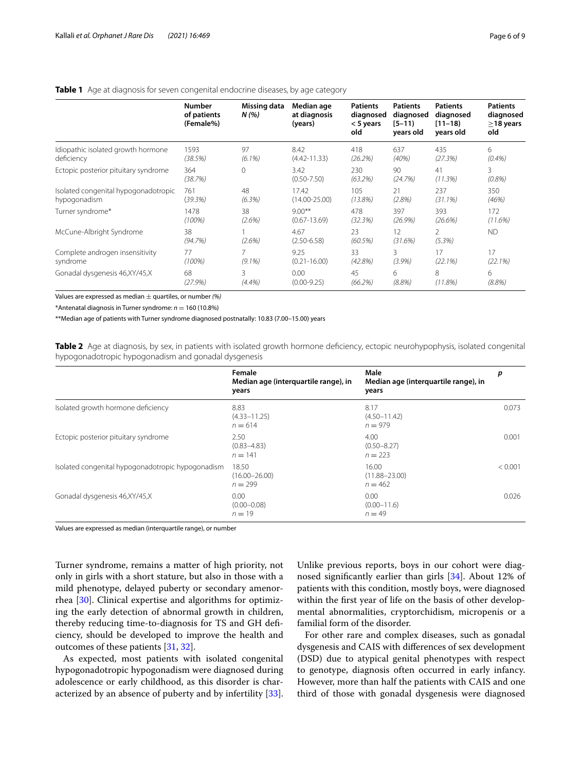**Table 1** Age at diagnosis for seven congenital endocrine diseases, by age category

| | Number of patients (Female%) | Missing data N (%) | Median age at diagnosis (years) | Patients diagnosed < 5 years old | Patients diagnosed [5–11) years old | Patients diagnosed [11–18) years old | Patients diagnosed ≥18 years old |
|---|---|---|---|---|---|---|---|
| Idiopathic isolated growth hormone deficiency | 1593 *(38.5%)* | 97 *(6.1%)* | 8.42 (4.42-11.33) | 418 *(26.2%)* | 637 *(40%)* | 435 *(27.3%)* | 6 *(0.4%)* |
| Ectopic posterior pituitary syndrome | 364 *(38.7%)* | 0 | 3.42 (0.50-7.50) | 230 *(63.2%)* | 90 *(24.7%)* | 41 *(11.3%)* | 3 *(0.8%)* |
| Isolated congenital hypogonadotropic hypogonadism | 761 *(39.3%)* | 48 *(6.3%)* | 17.42 (14.00-25.00) | 105 *(13.8%)* | 21 *(2.8%)* | 237 *(31.1%)* | 350 *(46%)* |
| Turner syndrome* | 1478 *(100%)* | 38 *(2.6%)* | 9.00** (0.67-13.69) | 478 *(32.3%)* | 397 *(26.9%)* | 393 *(26.6%)* | 172 *(11.6%)* |
| McCune-Albright Syndrome | 38 *(94.7%)* | 1 *(2.6%)* | 4.67 (2.50-6.58) | 23 *(60.5%)* | 12 *(31.6%)* | 2 *(5.3%)* | ND |
| Complete androgen insensitivity syndrome | 77 *(100%)* | 7 *(9.1%)* | 9.25 (0.21-16.00) | 33 *(42.8%)* | 3 *(3.9%)* | 17 *(22.1%)* | 17 *(22.1%)* |
| Gonadal dysgenesis 46,XY/45,X | 68 *(27.9%)* | 3 *(4.4%)* | 0.00 (0.00-9.25) | 45 *(66.2%)* | 6 *(8.8%)* | 8 *(11.8%)* | 6 *(8.8%)* |

Values are expressed as median ± quartiles, or number *(%)*

*Antenatal diagnosis in Turner syndrome: $n = 160$ (10.8%)

**Median age of patients with Turner syndrome diagnosed postnatally: 10.83 (7.00–15.00) years

**Table 2** Age at diagnosis, by sex, in patients with isolated growth hormone deficiency, ectopic neurohypophysis, isolated congenital hypogonadotropic hypogonadism and gonadal dysgenesis

| | Female Median age (interquartile range), in years | Male Median age (interquartile range), in years | *p* |
|---|---|---|---|
| Isolated growth hormone deficiency | 8.83 (4.33–11.25) $n = 614$ | 8.17 (4.50–11.42) $n = 979$ | 0.073 |
| Ectopic posterior pituitary syndrome | 2.50 (0.83–4.83) $n = 141$ | 4.00 (0.50–8.27) $n = 223$ | 0.001 |
| Isolated congenital hypogonadotropic hypogonadism | 18.50 (16.00–26.00) $n = 299$ | 16.00 (11.88–23.00) $n = 462$ | < 0.001 |
| Gonadal dysgenesis 46,XY/45,X | 0.00 (0.00–0.08) $n = 19$ | 0.00 (0.00–11.6) $n = 49$ | 0.026 |

Values are expressed as median (interquartile range), or number

Turner syndrome, remains a matter of high priority, not only in girls with a short stature, but also in those with a mild phenotype, delayed puberty or secondary amenorrhea [30]. Clinical expertise and algorithms for optimizing the early detection of abnormal growth in children, thereby reducing time-to-diagnosis for TS and GH deficiency, should be developed to improve the health and outcomes of these patients [31, 32].

As expected, most patients with isolated congenital hypogonadotropic hypogonadism were diagnosed during adolescence or early childhood, as this disorder is characterized by an absence of puberty and by infertility [33]. Unlike previous reports, boys in our cohort were diagnosed significantly earlier than girls [34]. About 12% of patients with this condition, mostly boys, were diagnosed within the first year of life on the basis of other developmental abnormalities, cryptorchidism, micropenis or a familial form of the disorder.

For other rare and complex diseases, such as gonadal dysgenesis and CAIS with differences of sex development (DSD) due to atypical genital phenotypes with respect to genotype, diagnosis often occurred in early infancy. However, more than half the patients with CAIS and one third of those with gonadal dysgenesis were diagnosed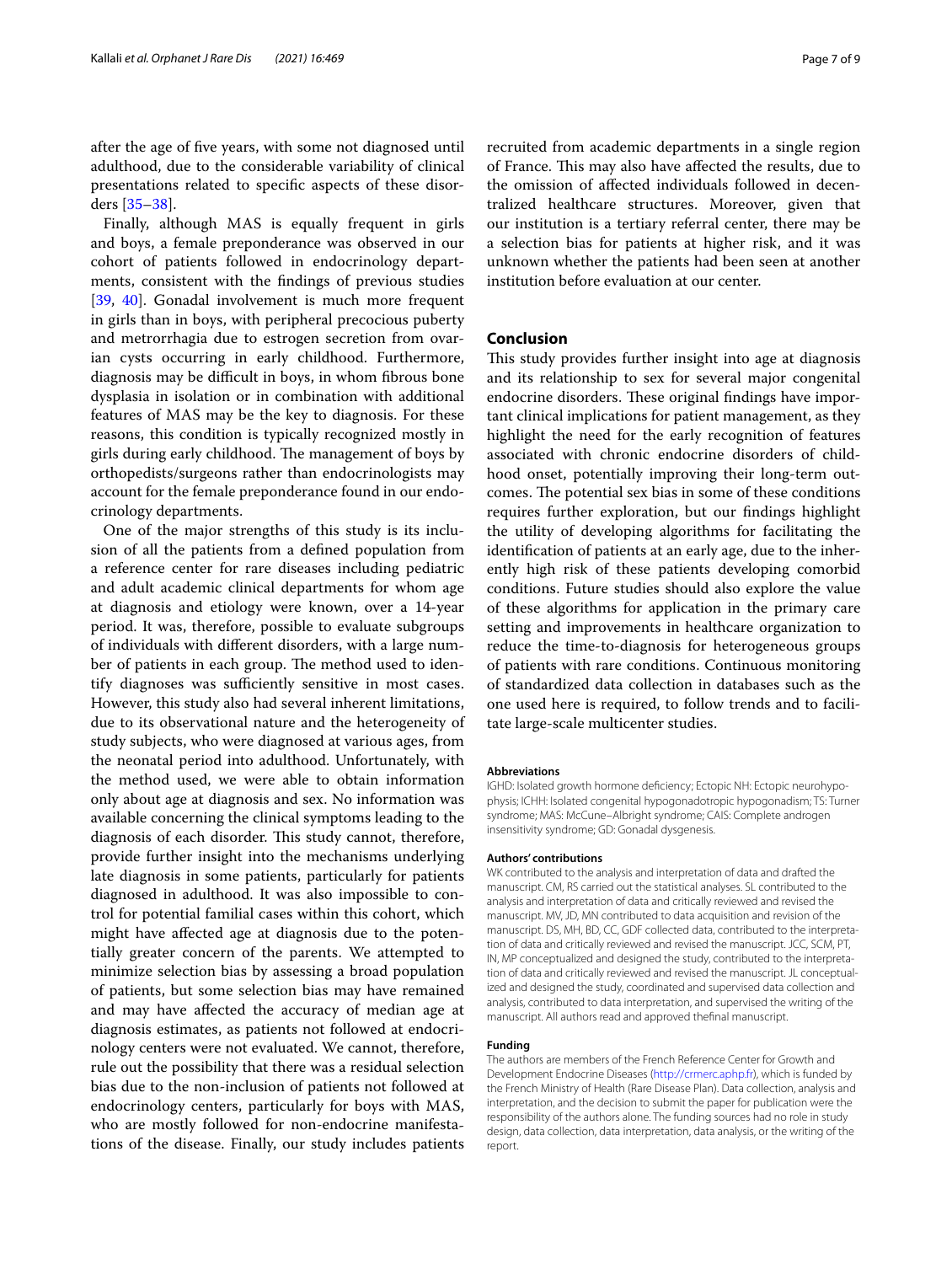after the age of five years, with some not diagnosed until adulthood, due to the considerable variability of clinical presentations related to specific aspects of these disorders [35–38].

Finally, although MAS is equally frequent in girls and boys, a female preponderance was observed in our cohort of patients followed in endocrinology departments, consistent with the findings of previous studies [39, 40]. Gonadal involvement is much more frequent in girls than in boys, with peripheral precocious puberty and metrorrhagia due to estrogen secretion from ovarian cysts occurring in early childhood. Furthermore, diagnosis may be difficult in boys, in whom fibrous bone dysplasia in isolation or in combination with additional features of MAS may be the key to diagnosis. For these reasons, this condition is typically recognized mostly in girls during early childhood. The management of boys by orthopedists/surgeons rather than endocrinologists may account for the female preponderance found in our endocrinology departments.

One of the major strengths of this study is its inclusion of all the patients from a defined population from a reference center for rare diseases including pediatric and adult academic clinical departments for whom age at diagnosis and etiology were known, over a 14-year period. It was, therefore, possible to evaluate subgroups of individuals with different disorders, with a large number of patients in each group. The method used to identify diagnoses was sufficiently sensitive in most cases. However, this study also had several inherent limitations, due to its observational nature and the heterogeneity of study subjects, who were diagnosed at various ages, from the neonatal period into adulthood. Unfortunately, with the method used, we were able to obtain information only about age at diagnosis and sex. No information was available concerning the clinical symptoms leading to the diagnosis of each disorder. This study cannot, therefore, provide further insight into the mechanisms underlying late diagnosis in some patients, particularly for patients diagnosed in adulthood. It was also impossible to control for potential familial cases within this cohort, which might have affected age at diagnosis due to the potentially greater concern of the parents. We attempted to minimize selection bias by assessing a broad population of patients, but some selection bias may have remained and may have affected the accuracy of median age at diagnosis estimates, as patients not followed at endocrinology centers were not evaluated. We cannot, therefore, rule out the possibility that there was a residual selection bias due to the non-inclusion of patients not followed at endocrinology centers, particularly for boys with MAS, who are mostly followed for non-endocrine manifestations of the disease. Finally, our study includes patients recruited from academic departments in a single region of France. This may also have affected the results, due to the omission of affected individuals followed in decentralized healthcare structures. Moreover, given that our institution is a tertiary referral center, there may be a selection bias for patients at higher risk, and it was unknown whether the patients had been seen at another institution before evaluation at our center.

## Conclusion

This study provides further insight into age at diagnosis and its relationship to sex for several major congenital endocrine disorders. These original findings have important clinical implications for patient management, as they highlight the need for the early recognition of features associated with chronic endocrine disorders of childhood onset, potentially improving their long-term outcomes. The potential sex bias in some of these conditions requires further exploration, but our findings highlight the utility of developing algorithms for facilitating the identification of patients at an early age, due to the inherently high risk of these patients developing comorbid conditions. Future studies should also explore the value of these algorithms for application in the primary care setting and improvements in healthcare organization to reduce the time-to-diagnosis for heterogeneous groups of patients with rare conditions. Continuous monitoring of standardized data collection in databases such as the one used here is required, to follow trends and to facilitate large-scale multicenter studies.

#### Abbreviations

IGHD: Isolated growth hormone deficiency; Ectopic NH: Ectopic neurohypophysis; ICHH: Isolated congenital hypogonadotropic hypogonadism; TS: Turner syndrome; MAS: McCune–Albright syndrome; CAIS: Complete androgen insensitivity syndrome; GD: Gonadal dysgenesis.

#### Authors' contributions

WK contributed to the analysis and interpretation of data and drafted the manuscript. CM, RS carried out the statistical analyses. SL contributed to the analysis and interpretation of data and critically reviewed and revised the manuscript. MV, JD, MN contributed to data acquisition and revision of the manuscript. DS, MH, BD, CC, GDF collected data, contributed to the interpretation of data and critically reviewed and revised the manuscript. JCC, SCM, PT, IN, MP conceptualized and designed the study, contributed to the interpretation of data and critically reviewed and revised the manuscript. JL conceptualized and designed the study, coordinated and supervised data collection and analysis, contributed to data interpretation, and supervised the writing of the manuscript. All authors read and approved thefinal manuscript.

#### Funding

The authors are members of the French Reference Center for Growth and Development Endocrine Diseases (http://crmerc.aphp.fr), which is funded by the French Ministry of Health (Rare Disease Plan). Data collection, analysis and interpretation, and the decision to submit the paper for publication were the responsibility of the authors alone. The funding sources had no role in study design, data collection, data interpretation, data analysis, or the writing of the report.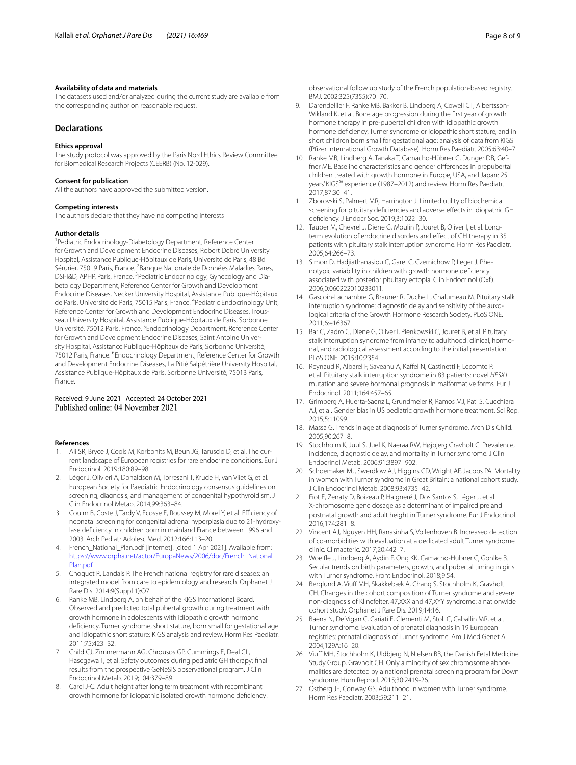### Availability of data and materials

The datasets used and/or analyzed during the current study are available from the corresponding author on reasonable request.

## Declarations

### Ethics approval

The study protocol was approved by the Paris Nord Ethics Review Committee for Biomedical Research Projects (CEERB) (No. 12-029).

### Consent for publication

All the authors have approved the submitted version.

### Competing interests

The authors declare that they have no competing interests

### Author details

[1]Pediatric Endocrinology-Diabetology Department, Reference Center for Growth and Development Endocrine Diseases, Robert Debré University Hospital, Assistance Publique-Hôpitaux de Paris, Université de Paris, 48 Bd Sérurier, 75019 Paris, France. [2]Banque Nationale de Données Maladies Rares, DSI-I&D, APHP, Paris, France. [3]Pediatric Endocrinology, Gynecology and Diabetology Department, Reference Center for Growth and Development Endocrine Diseases, Necker University Hospital, Assistance Publique-Hôpitaux de Paris, Université de Paris, 75015 Paris, France. [4]Pediatric Endocrinology Unit, Reference Center for Growth and Development Endocrine Diseases, Trousseau University Hospital, Assistance Publique-Hôpitaux de Paris, Sorbonne Université, 75012 Paris, France. [5]Endocrinology Department, Reference Center for Growth and Development Endocrine Diseases, Saint Antoine University Hospital, Assistance Publique-Hôpitaux de Paris, Sorbonne Université, 75012 Paris, France. [6]Endocrinology Department, Reference Center for Growth and Development Endocrine Diseases, La Pitié Salpétrière University Hospital, Assistance Publique-Hôpitaux de Paris, Sorbonne Université, 75013 Paris, France.

Received: 9 June 2021 Accepted: 24 October 2021
Published online: 04 November 2021

### References

1. Ali SR, Bryce J, Cools M, Korbonits M, Beun JG, Taruscio D, et al. The current landscape of European registries for rare endocrine conditions. Eur J Endocrinol. 2019;180:89–98.
2. Léger J, Olivieri A, Donaldson M, Torresani T, Krude H, van Vliet G, et al. European Society for Paediatric Endocrinology consensus guidelines on screening, diagnosis, and management of congenital hypothyroidism. J Clin Endocrinol Metab. 2014;99:363–84.
3. Coulm B, Coste J, Tardy V, Ecosse E, Roussey M, Morel Y, et al. Efficiency of neonatal screening for congenital adrenal hyperplasia due to 21-hydroxylase deficiency in children born in mainland France between 1996 and 2003. Arch Pediatr Adolesc Med. 2012;166:113–20.
4. French_National_Plan.pdf [Internet]. [cited 1 Apr 2021]. Available from: https://www.orpha.net/actor/EuropaNews/2006/doc/French_National_Plan.pdf
5. Choquet R, Landais P. The French national registry for rare diseases: an integrated model from care to epidemiology and research. Orphanet J Rare Dis. 2014;9(Suppl 1):O7.
6. Ranke MB, Lindberg A, on behalf of the KIGS International Board. Observed and predicted total pubertal growth during treatment with growth hormone in adolescents with idiopathic growth hormone deficiency, Turner syndrome, short stature, born small for gestational age and idiopathic short stature: KIGS analysis and review. Horm Res Paediatr. 2011;75:423–32.
7. Child CJ, Zimmermann AG, Chrousos GP, Cummings E, Deal CL, Hasegawa T, et al. Safety outcomes during pediatric GH therapy: final results from the prospective GeNeSIS observational program. J Clin Endocrinol Metab. 2019;104:379–89.
8. Carel J-C. Adult height after long term treatment with recombinant growth hormone for idiopathic isolated growth hormone deficiency: observational follow up study of the French population-based registry. BMJ. 2002;325(7355):70–70.
9. Darendeliler F, Ranke MB, Bakker B, Lindberg A, Cowell CT, Albertsson-Wikland K, et al. Bone age progression during the first year of growth hormone therapy in pre-pubertal children with idiopathic growth hormone deficiency, Turner syndrome or idiopathic short stature, and in short children born small for gestational age: analysis of data from KIGS (Pfizer International Growth Database). Horm Res Paediatr. 2005;63:40–7.
10. Ranke MB, Lindberg A, Tanaka T, Camacho-Hübner C, Dunger DB, Geffner ME. Baseline characteristics and gender differences in prepubertal children treated with growth hormone in Europe, USA, and Japan: 25 years' KIGS® experience (1987–2012) and review. Horm Res Paediatr. 2017;87:30–41.
11. Zborovski S, Palmert MR, Harrington J. Limited utility of biochemical screening for pituitary deficiencies and adverse effects in idiopathic GH deficiency. J Endocr Soc. 2019;3:1022–30.
12. Tauber M, Chevrel J, Diene G, Moulin P, Jouret B, Oliver I, et al. Long-term evolution of endocrine disorders and effect of GH therapy in 35 patients with pituitary stalk interruption syndrome. Horm Res Paediatr. 2005;64:266–73.
13. Simon D, Hadjiathanasiou C, Garel C, Czernichow P, Leger J. Phenotypic variability in children with growth hormone deficiency associated with posterior pituitary ectopia. Clin Endocrinol (Oxf). 2006;0:060222010233011.
14. Gascoin-Lachambre G, Brauner R, Duche L, Chalumeau M. Pituitary stalk interruption syndrome: diagnostic delay and sensitivity of the auxological criteria of the Growth Hormone Research Society. PLoS ONE. 2011;6:e16367.
15. Bar C, Zadro C, Diene G, Oliver I, Pienkowski C, Jouret B, et al. Pituitary stalk interruption syndrome from infancy to adulthood: clinical, hormonal, and radiological assessment according to the initial presentation. PLoS ONE. 2015;10:2354.
16. Reynaud R, Albarel F, Saveanu A, Kaffel N, Castinetti F, Lecomte P, et al. Pituitary stalk interruption syndrome in 83 patients: novel *HESX1* mutation and severe hormonal prognosis in malformative forms. Eur J Endocrinol. 2011;164:457–65.
17. Grimberg A, Huerta-Saenz L, Grundmeier R, Ramos MJ, Pati S, Cucchiara AJ, et al. Gender bias in US pediatric growth hormone treatment. Sci Rep. 2015;5:11099.
18. Massa G. Trends in age at diagnosis of Turner syndrome. Arch Dis Child. 2005;90:267–8.
19. Stochholm K, Juul S, Juel K, Naeraa RW, Højbjerg Gravholt C. Prevalence, incidence, diagnostic delay, and mortality in Turner syndrome. J Clin Endocrinol Metab. 2006;91:3897–902.
20. Schoemaker MJ, Swerdlow AJ, Higgins CD, Wright AF, Jacobs PA. Mortality in women with Turner syndrome in Great Britain: a national cohort study. J Clin Endocrinol Metab. 2008;93:4735–42.
21. Fiot E, Zenaty D, Boizeau P, Haigneré J, Dos Santos S, Léger J, et al. X-chromosome gene dosage as a determinant of impaired pre and postnatal growth and adult height in Turner syndrome. Eur J Endocrinol. 2016;174:281–8.
22. Vincent AJ, Nguyen HH, Ranasinha S, Vollenhoven B. Increased detection of co-morbidities with evaluation at a dedicated adult Turner syndrome clinic. Climacteric. 2017;20:442–7.
23. Woelfle J, Lindberg A, Aydin F, Ong KK, Camacho-Hubner C, Gohlke B. Secular trends on birth parameters, growth, and pubertal timing in girls with Turner syndrome. Front Endocrinol. 2018;9:54.
24. Berglund A, Viuff MH, Skakkebæk A, Chang S, Stochholm K, Gravholt CH. Changes in the cohort composition of Turner syndrome and severe non-diagnosis of Klinefelter, 47,XXX and 47,XYY syndrome: a nationwide cohort study. Orphanet J Rare Dis. 2019;14:16.
25. Baena N, De Vigan C, Cariati E, Clementi M, Stoll C, Caballín MR, et al. Turner syndrome: Evaluation of prenatal diagnosis in 19 European registries: prenatal diagnosis of Turner syndrome. Am J Med Genet A. 2004;129A:16–20.
26. Viuff MH, Stochholm K, Uldbjerg N, Nielsen BB, the Danish Fetal Medicine Study Group, Gravholt CH. Only a minority of sex chromosome abnormalities are detected by a national prenatal screening program for Down syndrome. Hum Reprod. 2015;30:2419-26.
27. Ostberg JE, Conway GS. Adulthood in women with Turner syndrome. Horm Res Paediatr. 2003;59:211–21.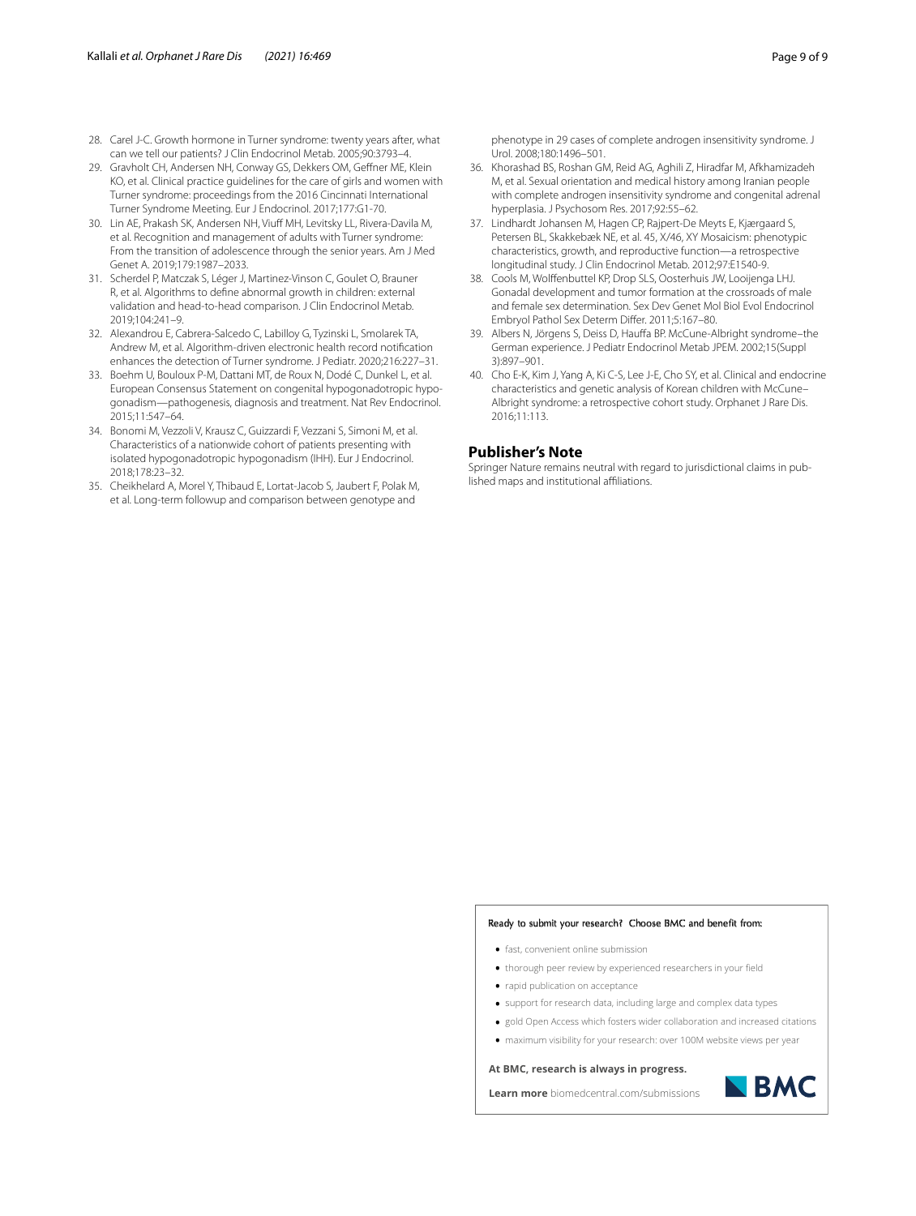28. Carel J-C. Growth hormone in Turner syndrome: twenty years after, what can we tell our patients? J Clin Endocrinol Metab. 2005;90:3793–4.
29. Gravholt CH, Andersen NH, Conway GS, Dekkers OM, Geffner ME, Klein KO, et al. Clinical practice guidelines for the care of girls and women with Turner syndrome: proceedings from the 2016 Cincinnati International Turner Syndrome Meeting. Eur J Endocrinol. 2017;177:G1-70.
30. Lin AE, Prakash SK, Andersen NH, Viuff MH, Levitsky LL, Rivera-Davila M, et al. Recognition and management of adults with Turner syndrome: From the transition of adolescence through the senior years. Am J Med Genet A. 2019;179:1987–2033.
31. Scherdel P, Matczak S, Léger J, Martinez-Vinson C, Goulet O, Brauner R, et al. Algorithms to define abnormal growth in children: external validation and head-to-head comparison. J Clin Endocrinol Metab. 2019;104:241–9.
32. Alexandrou E, Cabrera-Salcedo C, Labilloy G, Tyzinski L, Smolarek TA, Andrew M, et al. Algorithm-driven electronic health record notification enhances the detection of Turner syndrome. J Pediatr. 2020;216:227–31.
33. Boehm U, Bouloux P-M, Dattani MT, de Roux N, Dodé C, Dunkel L, et al. European Consensus Statement on congenital hypogonadotropic hypogonadism—pathogenesis, diagnosis and treatment. Nat Rev Endocrinol. 2015;11:547–64.
34. Bonomi M, Vezzoli V, Krausz C, Guizzardi F, Vezzani S, Simoni M, et al. Characteristics of a nationwide cohort of patients presenting with isolated hypogonadotropic hypogonadism (IHH). Eur J Endocrinol. 2018;178:23–32.
35. Cheikhelard A, Morel Y, Thibaud E, Lortat-Jacob S, Jaubert F, Polak M, et al. Long-term followup and comparison between genotype and phenotype in 29 cases of complete androgen insensitivity syndrome. J Urol. 2008;180:1496–501.
36. Khorashad BS, Roshan GM, Reid AG, Aghili Z, Hiradfar M, Afkhamizadeh M, et al. Sexual orientation and medical history among Iranian people with complete androgen insensitivity syndrome and congenital adrenal hyperplasia. J Psychosom Res. 2017;92:55–62.
37. Lindhardt Johansen M, Hagen CP, Rajpert-De Meyts E, Kjærgaard S, Petersen BL, Skakkebæk NE, et al. 45, X/46, XY Mosaicism: phenotypic characteristics, growth, and reproductive function—a retrospective longitudinal study. J Clin Endocrinol Metab. 2012;97:E1540-9.
38. Cools M, Wolffenbuttel KP, Drop SLS, Oosterhuis JW, Looijenga LHJ. Gonadal development and tumor formation at the crossroads of male and female sex determination. Sex Dev Genet Mol Biol Evol Endocrinol Embryol Pathol Sex Determ Differ. 2011;5:167–80.
39. Albers N, Jörgens S, Deiss D, Hauffa BP. McCune-Albright syndrome–the German experience. J Pediatr Endocrinol Metab JPEM. 2002;15(Suppl 3):897–901.
40. Cho E-K, Kim J, Yang A, Ki C-S, Lee J-E, Cho SY, et al. Clinical and endocrine characteristics and genetic analysis of Korean children with McCune–Albright syndrome: a retrospective cohort study. Orphanet J Rare Dis. 2016;11:113.

## Publisher's Note

Springer Nature remains neutral with regard to jurisdictional claims in published maps and institutional affiliations.

Ready to submit your research? Choose BMC and benefit from:

- fast, convenient online submission
- thorough peer review by experienced researchers in your field
- rapid publication on acceptance
- support for research data, including large and complex data types
- gold Open Access which fosters wider collaboration and increased citations
- maximum visibility for your research: over 100M website views per year

**At BMC, research is always in progress.**

**Learn more** biomedcentral.com/submissions

BMC